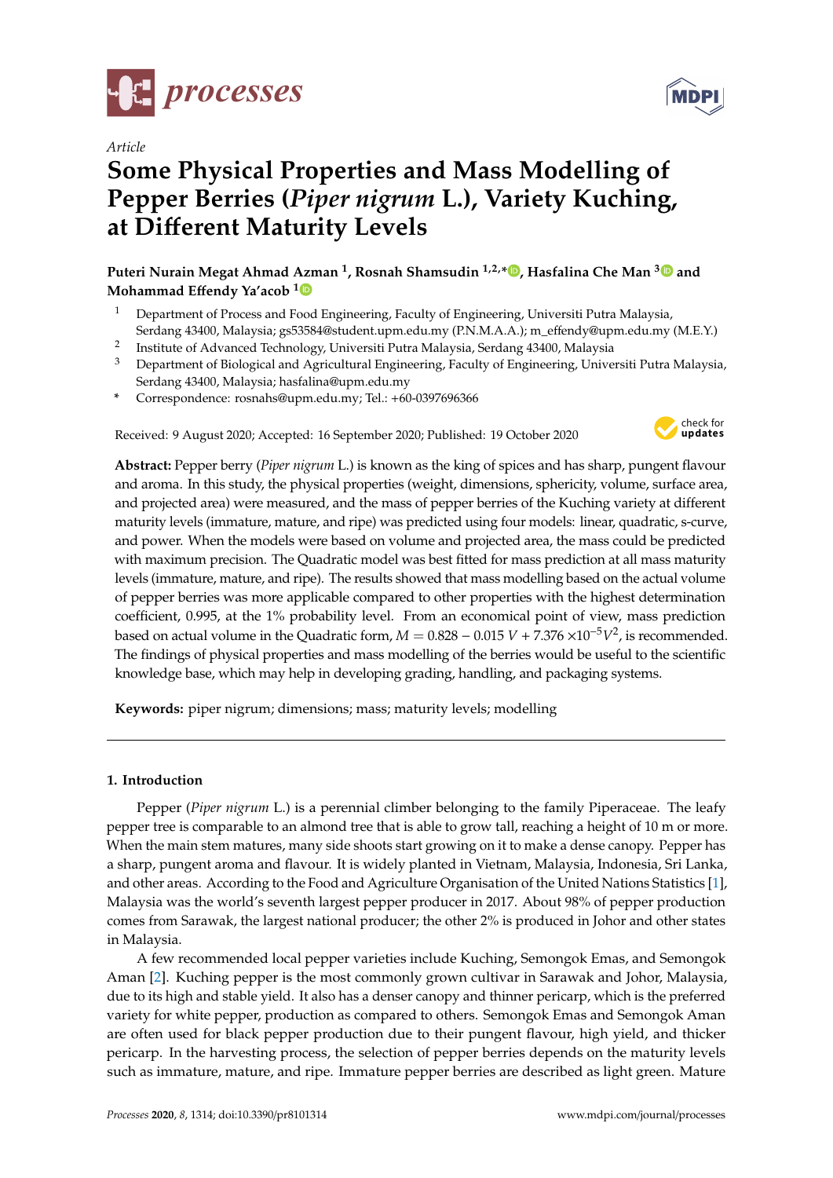*Article*

# Some Physical Properties and Mass Modelling of Pepper Berries (*Piper nigrum* L.), Variety Kuching, at Different Maturity Levels

**Puteri Nurain Megat Ahmad Azman [1], Rosnah Shamsudin [1,2,*], Hasfalina Che Man [3] and Mohammad Effendy Ya'acob [1]**

[1] Department of Process and Food Engineering, Faculty of Engineering, Universiti Putra Malaysia, Serdang 43400, Malaysia; gs53584@student.upm.edu.my (P.N.M.A.A.); m_effendy@upm.edu.my (M.E.Y.)

[2] Institute of Advanced Technology, Universiti Putra Malaysia, Serdang 43400, Malaysia

[3] Department of Biological and Agricultural Engineering, Faculty of Engineering, Universiti Putra Malaysia, Serdang 43400, Malaysia; hasfalina@upm.edu.my

[*] Correspondence: rosnahs@upm.edu.my; Tel.: +60-0397696366

Received: 9 August 2020; Accepted: 16 September 2020; Published: 19 October 2020

**Abstract:** Pepper berry (*Piper nigrum* L.) is known as the king of spices and has sharp, pungent flavour and aroma. In this study, the physical properties (weight, dimensions, sphericity, volume, surface area, and projected area) were measured, and the mass of pepper berries of the Kuching variety at different maturity levels (immature, mature, and ripe) was predicted using four models: linear, quadratic, s-curve, and power. When the models were based on volume and projected area, the mass could be predicted with maximum precision. The Quadratic model was best fitted for mass prediction at all mass maturity levels (immature, mature, and ripe). The results showed that mass modelling based on the actual volume of pepper berries was more applicable compared to other properties with the highest determination coefficient, 0.995, at the 1% probability level. From an economical point of view, mass prediction based on actual volume in the Quadratic form, $M = 0.828 - 0.015\ V + 7.376 \times 10^{-5} V^2$, is recommended. The findings of physical properties and mass modelling of the berries would be useful to the scientific knowledge base, which may help in developing grading, handling, and packaging systems.

**Keywords:** piper nigrum; dimensions; mass; maturity levels; modelling

## 1. Introduction

Pepper (*Piper nigrum* L.) is a perennial climber belonging to the family Piperaceae. The leafy pepper tree is comparable to an almond tree that is able to grow tall, reaching a height of 10 m or more. When the main stem matures, many side shoots start growing on it to make a dense canopy. Pepper has a sharp, pungent aroma and flavour. It is widely planted in Vietnam, Malaysia, Indonesia, Sri Lanka, and other areas. According to the Food and Agriculture Organisation of the United Nations Statistics [1], Malaysia was the world's seventh largest pepper producer in 2017. About 98% of pepper production comes from Sarawak, the largest national producer; the other 2% is produced in Johor and other states in Malaysia.

A few recommended local pepper varieties include Kuching, Semongok Emas, and Semongok Aman [2]. Kuching pepper is the most commonly grown cultivar in Sarawak and Johor, Malaysia, due to its high and stable yield. It also has a denser canopy and thinner pericarp, which is the preferred variety for white pepper, production as compared to others. Semongok Emas and Semongok Aman are often used for black pepper production due to their pungent flavour, high yield, and thicker pericarp. In the harvesting process, the selection of pepper berries depends on the maturity levels such as immature, mature, and ripe. Immature pepper berries are described as light green. Mature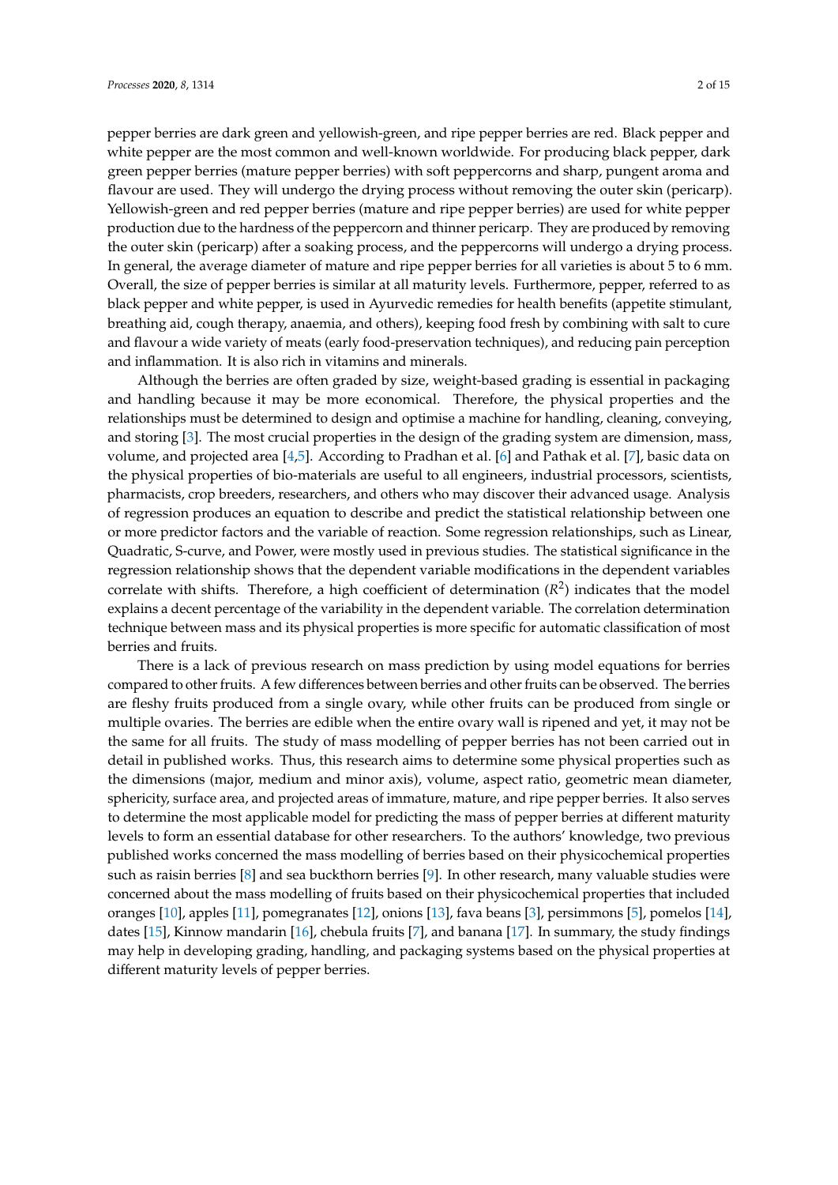pepper berries are dark green and yellowish-green, and ripe pepper berries are red. Black pepper and white pepper are the most common and well-known worldwide. For producing black pepper, dark green pepper berries (mature pepper berries) with soft peppercorns and sharp, pungent aroma and flavour are used. They will undergo the drying process without removing the outer skin (pericarp). Yellowish-green and red pepper berries (mature and ripe pepper berries) are used for white pepper production due to the hardness of the peppercorn and thinner pericarp. They are produced by removing the outer skin (pericarp) after a soaking process, and the peppercorns will undergo a drying process. In general, the average diameter of mature and ripe pepper berries for all varieties is about 5 to 6 mm. Overall, the size of pepper berries is similar at all maturity levels. Furthermore, pepper, referred to as black pepper and white pepper, is used in Ayurvedic remedies for health benefits (appetite stimulant, breathing aid, cough therapy, anaemia, and others), keeping food fresh by combining with salt to cure and flavour a wide variety of meats (early food-preservation techniques), and reducing pain perception and inflammation. It is also rich in vitamins and minerals.

Although the berries are often graded by size, weight-based grading is essential in packaging and handling because it may be more economical. Therefore, the physical properties and the relationships must be determined to design and optimise a machine for handling, cleaning, conveying, and storing [3]. The most crucial properties in the design of the grading system are dimension, mass, volume, and projected area [4,5]. According to Pradhan et al. [6] and Pathak et al. [7], basic data on the physical properties of bio-materials are useful to all engineers, industrial processors, scientists, pharmacists, crop breeders, researchers, and others who may discover their advanced usage. Analysis of regression produces an equation to describe and predict the statistical relationship between one or more predictor factors and the variable of reaction. Some regression relationships, such as Linear, Quadratic, S-curve, and Power, were mostly used in previous studies. The statistical significance in the regression relationship shows that the dependent variable modifications in the dependent variables correlate with shifts. Therefore, a high coefficient of determination ($R^2$) indicates that the model explains a decent percentage of the variability in the dependent variable. The correlation determination technique between mass and its physical properties is more specific for automatic classification of most berries and fruits.

There is a lack of previous research on mass prediction by using model equations for berries compared to other fruits. A few differences between berries and other fruits can be observed. The berries are fleshy fruits produced from a single ovary, while other fruits can be produced from single or multiple ovaries. The berries are edible when the entire ovary wall is ripened and yet, it may not be the same for all fruits. The study of mass modelling of pepper berries has not been carried out in detail in published works. Thus, this research aims to determine some physical properties such as the dimensions (major, medium and minor axis), volume, aspect ratio, geometric mean diameter, sphericity, surface area, and projected areas of immature, mature, and ripe pepper berries. It also serves to determine the most applicable model for predicting the mass of pepper berries at different maturity levels to form an essential database for other researchers. To the authors' knowledge, two previous published works concerned the mass modelling of berries based on their physicochemical properties such as raisin berries [8] and sea buckthorn berries [9]. In other research, many valuable studies were concerned about the mass modelling of fruits based on their physicochemical properties that included oranges [10], apples [11], pomegranates [12], onions [13], fava beans [3], persimmons [5], pomelos [14], dates [15], Kinnow mandarin [16], chebula fruits [7], and banana [17]. In summary, the study findings may help in developing grading, handling, and packaging systems based on the physical properties at different maturity levels of pepper berries.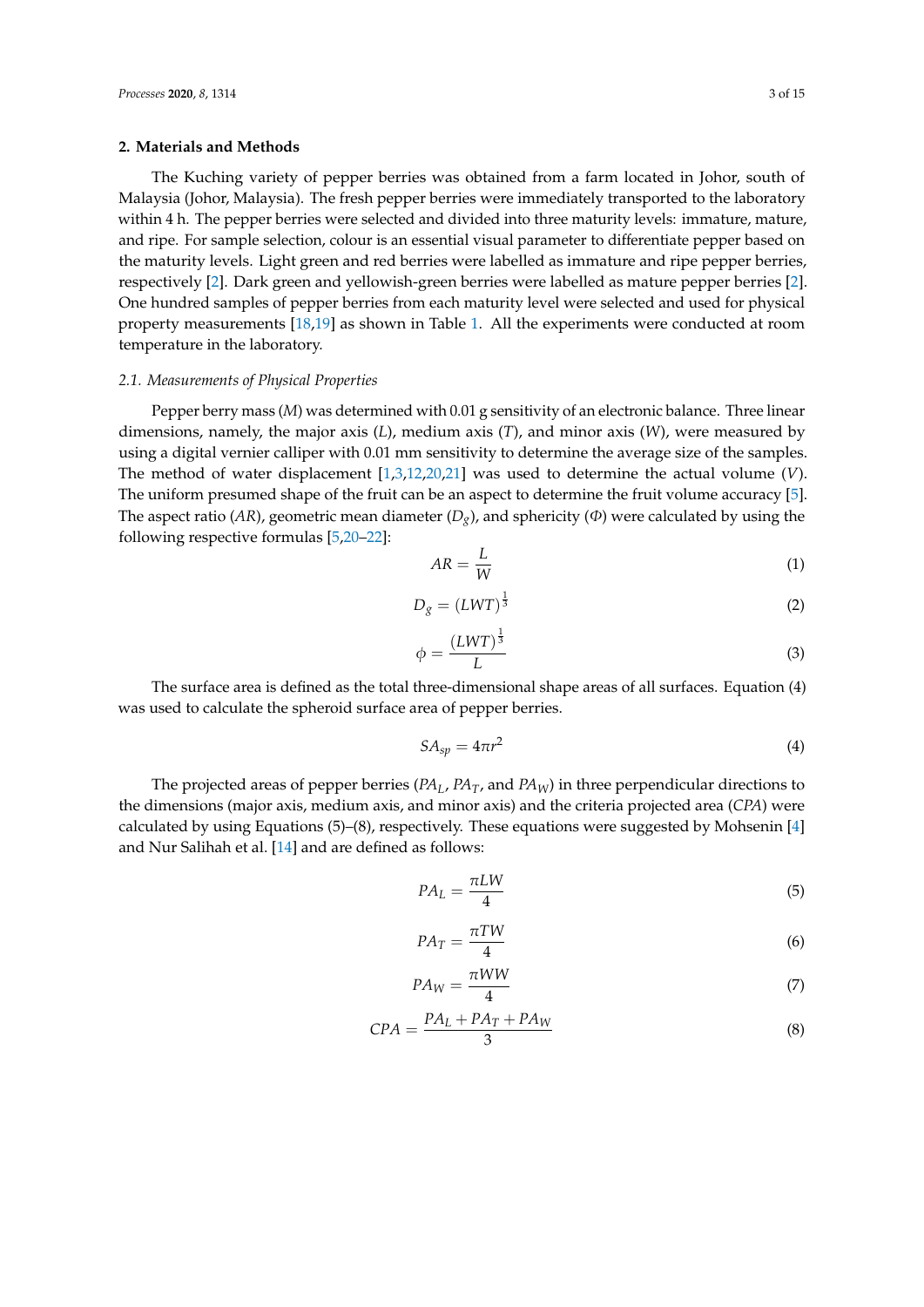## 2. Materials and Methods

The Kuching variety of pepper berries was obtained from a farm located in Johor, south of Malaysia (Johor, Malaysia). The fresh pepper berries were immediately transported to the laboratory within 4 h. The pepper berries were selected and divided into three maturity levels: immature, mature, and ripe. For sample selection, colour is an essential visual parameter to differentiate pepper based on the maturity levels. Light green and red berries were labelled as immature and ripe pepper berries, respectively [2]. Dark green and yellowish-green berries were labelled as mature pepper berries [2]. One hundred samples of pepper berries from each maturity level were selected and used for physical property measurements [18,19] as shown in Table 1. All the experiments were conducted at room temperature in the laboratory.

### 2.1. Measurements of Physical Properties

Pepper berry mass ($M$) was determined with 0.01 g sensitivity of an electronic balance. Three linear dimensions, namely, the major axis ($L$), medium axis ($T$), and minor axis ($W$), were measured by using a digital vernier calliper with 0.01 mm sensitivity to determine the average size of the samples. The method of water displacement [1,3,12,20,21] was used to determine the actual volume ($V$). The uniform presumed shape of the fruit can be an aspect to determine the fruit volume accuracy [5]. The aspect ratio ($AR$), geometric mean diameter ($D_g$), and sphericity ($\Phi$) were calculated by using the following respective formulas [5,20–22]:

$$AR = \frac{L}{W} \quad (1)$$

$$D_g = (LWT)^{\frac{1}{3}} \quad (2)$$

$$\phi = \frac{(LWT)^{\frac{1}{3}}}{L} \quad (3)$$

The surface area is defined as the total three-dimensional shape areas of all surfaces. Equation (4) was used to calculate the spheroid surface area of pepper berries.

$$SA_{sp} = 4\pi r^2 \quad (4)$$

The projected areas of pepper berries ($PA_L$, $PA_T$, and $PA_W$) in three perpendicular directions to the dimensions (major axis, medium axis, and minor axis) and the criteria projected area ($CPA$) were calculated by using Equations (5)–(8), respectively. These equations were suggested by Mohsenin [4] and Nur Salihah et al. [14] and are defined as follows:

$$PA_L = \frac{\pi LW}{4} \quad (5)$$

$$PA_T = \frac{\pi TW}{4} \quad (6)$$

$$PA_W = \frac{\pi WW}{4} \quad (7)$$

$$CPA = \frac{PA_L + PA_T + PA_W}{3} \quad (8)$$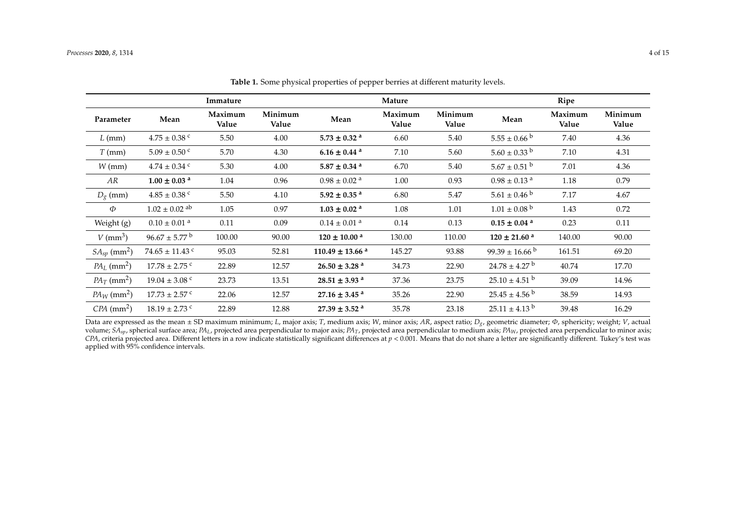**Table 1.** Some physical properties of pepper berries at different maturity levels.

| Parameter | Immature | | | Mature | | | Ripe | | |
|---|---|---|---|---|---|---|---|---|---|
| | Mean | Maximum Value | Minimum Value | Mean | Maximum Value | Minimum Value | Mean | Maximum Value | Minimum Value |
| $L$ (mm) | $4.75 \pm 0.38$ [c] | 5.50 | 4.00 | **$5.73 \pm 0.32$ [a]** | 6.60 | 5.40 | $5.55 \pm 0.66$ [b] | 7.40 | 4.36 |
| $T$ (mm) | $5.09 \pm 0.50$ [c] | 5.70 | 4.30 | **$6.16 \pm 0.44$ [a]** | 7.10 | 5.60 | $5.60 \pm 0.33$ [b] | 7.10 | 4.31 |
| $W$ (mm) | $4.74 \pm 0.34$ [c] | 5.30 | 4.00 | **$5.87 \pm 0.34$ [a]** | 6.70 | 5.40 | $5.67 \pm 0.51$ [b] | 7.01 | 4.36 |
| $AR$ | **$1.00 \pm 0.03$ [a]** | 1.04 | 0.96 | $0.98 \pm 0.02$ [a] | 1.00 | 0.93 | $0.98 \pm 0.13$ [a] | 1.18 | 0.79 |
| $D_g$ (mm) | $4.85 \pm 0.38$ [c] | 5.50 | 4.10 | **$5.92 \pm 0.35$ [a]** | 6.80 | 5.47 | $5.61 \pm 0.46$ [b] | 7.17 | 4.67 |
| $\Phi$ | $1.02 \pm 0.02$ [ab] | 1.05 | 0.97 | **$1.03 \pm 0.02$ [a]** | 1.08 | 1.01 | $1.01 \pm 0.08$ [b] | 1.43 | 0.72 |
| Weight (g) | $0.10 \pm 0.01$ [a] | 0.11 | 0.09 | $0.14 \pm 0.01$ [a] | 0.14 | 0.13 | **$0.15 \pm 0.04$ [a]** | 0.23 | 0.11 |
| $V$ (mm$^3$) | $96.67 \pm 5.77$ [b] | 100.00 | 90.00 | **$120 \pm 10.00$ [a]** | 130.00 | 110.00 | **$120 \pm 21.60$ [a]** | 140.00 | 90.00 |
| $SA_{sp}$ (mm$^2$) | $74.65 \pm 11.43$ [c] | 95.03 | 52.81 | **$110.49 \pm 13.66$ [a]** | 145.27 | 93.88 | $99.39 \pm 16.66$ [b] | 161.51 | 69.20 |
| $PA_L$ (mm$^2$) | $17.78 \pm 2.75$ [c] | 22.89 | 12.57 | **$26.50 \pm 3.28$ [a]** | 34.73 | 22.90 | $24.78 \pm 4.27$ [b] | 40.74 | 17.70 |
| $PA_T$ (mm$^2$) | $19.04 \pm 3.08$ [c] | 23.73 | 13.51 | **$28.51 \pm 3.93$ [a]** | 37.36 | 23.75 | $25.10 \pm 4.51$ [b] | 39.09 | 14.96 |
| $PA_W$ (mm$^2$) | $17.73 \pm 2.57$ [c] | 22.06 | 12.57 | **$27.16 \pm 3.45$ [a]** | 35.26 | 22.90 | $25.45 \pm 4.56$ [b] | 38.59 | 14.93 |
| $CPA$ (mm$^2$) | $18.19 \pm 2.73$ [c] | 22.89 | 12.88 | **$27.39 \pm 3.52$ [a]** | 35.78 | 23.18 | $25.11 \pm 4.13$ [b] | 39.48 | 16.29 |

Data are expressed as the mean ± SD maximum minimum; $L$, major axis; $T$, medium axis; $W$, minor axis; $AR$, aspect ratio; $D_g$, geometric diameter; $\Phi$, sphericity; weight; $V$, actual volume; $SA_{sp}$, spherical surface area; $PA_L$, projected area perpendicular to major axis; $PA_T$, projected area perpendicular to medium axis; $PA_W$, projected area perpendicular to minor axis; $CPA$, criteria projected area. Different letters in a row indicate statistically significant differences at $p < 0.001$. Means that do not share a letter are significantly different. Tukey's test was applied with 95% confidence intervals.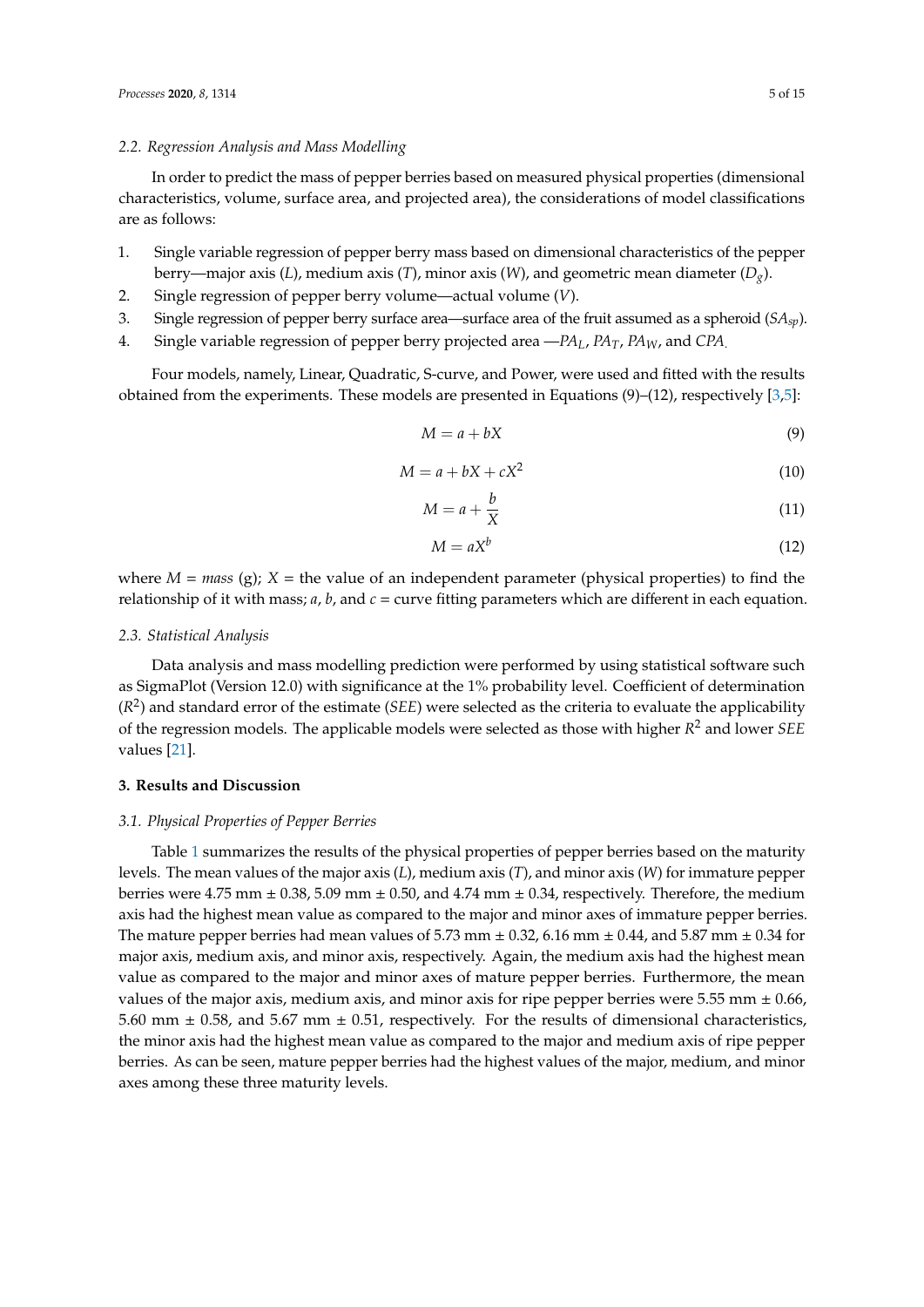### 2.2. Regression Analysis and Mass Modelling

In order to predict the mass of pepper berries based on measured physical properties (dimensional characteristics, volume, surface area, and projected area), the considerations of model classifications are as follows:

1. Single variable regression of pepper berry mass based on dimensional characteristics of the pepper berry—major axis ($L$), medium axis ($T$), minor axis ($W$), and geometric mean diameter ($D_g$).
2. Single regression of pepper berry volume—actual volume ($V$).
3. Single regression of pepper berry surface area—surface area of the fruit assumed as a spheroid ($SA_{sp}$).
4. Single variable regression of pepper berry projected area —$PA_L$, $PA_T$, $PA_W$, and $CPA$.

Four models, namely, Linear, Quadratic, S-curve, and Power, were used and fitted with the results obtained from the experiments. These models are presented in Equations (9)–(12), respectively [3,5]:

$$M = a + bX \tag{9}$$

$$M = a + bX + cX^2 \tag{10}$$

$$M = a + \frac{b}{X} \tag{11}$$

$$M = aX^b \tag{12}$$

where $M$ = *mass* (g); $X$ = the value of an independent parameter (physical properties) to find the relationship of it with mass; $a$, $b$, and $c$ = curve fitting parameters which are different in each equation.

### 2.3. Statistical Analysis

Data analysis and mass modelling prediction were performed by using statistical software such as SigmaPlot (Version 12.0) with significance at the 1% probability level. Coefficient of determination ($R^2$) and standard error of the estimate ($SEE$) were selected as the criteria to evaluate the applicability of the regression models. The applicable models were selected as those with higher $R^2$ and lower $SEE$ values [21].

## 3. Results and Discussion

### 3.1. Physical Properties of Pepper Berries

Table 1 summarizes the results of the physical properties of pepper berries based on the maturity levels. The mean values of the major axis ($L$), medium axis ($T$), and minor axis ($W$) for immature pepper berries were 4.75 mm ± 0.38, 5.09 mm ± 0.50, and 4.74 mm ± 0.34, respectively. Therefore, the medium axis had the highest mean value as compared to the major and minor axes of immature pepper berries. The mature pepper berries had mean values of 5.73 mm ± 0.32, 6.16 mm ± 0.44, and 5.87 mm ± 0.34 for major axis, medium axis, and minor axis, respectively. Again, the medium axis had the highest mean value as compared to the major and minor axes of mature pepper berries. Furthermore, the mean values of the major axis, medium axis, and minor axis for ripe pepper berries were 5.55 mm ± 0.66, 5.60 mm ± 0.58, and 5.67 mm ± 0.51, respectively. For the results of dimensional characteristics, the minor axis had the highest mean value as compared to the major and medium axis of ripe pepper berries. As can be seen, mature pepper berries had the highest values of the major, medium, and minor axes among these three maturity levels.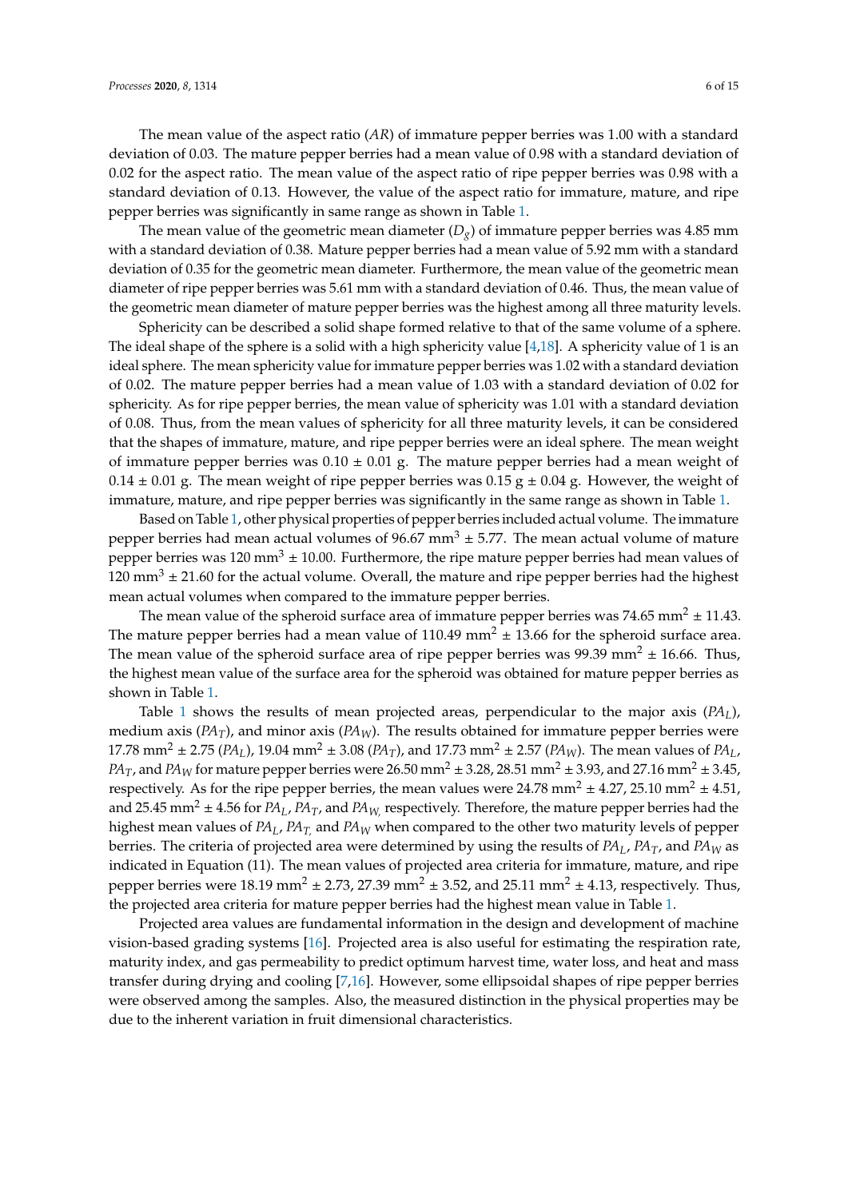The mean value of the aspect ratio (*AR*) of immature pepper berries was 1.00 with a standard deviation of 0.03. The mature pepper berries had a mean value of 0.98 with a standard deviation of 0.02 for the aspect ratio. The mean value of the aspect ratio of ripe pepper berries was 0.98 with a standard deviation of 0.13. However, the value of the aspect ratio for immature, mature, and ripe pepper berries was significantly in same range as shown in Table 1.

The mean value of the geometric mean diameter ($D_g$) of immature pepper berries was 4.85 mm with a standard deviation of 0.38. Mature pepper berries had a mean value of 5.92 mm with a standard deviation of 0.35 for the geometric mean diameter. Furthermore, the mean value of the geometric mean diameter of ripe pepper berries was 5.61 mm with a standard deviation of 0.46. Thus, the mean value of the geometric mean diameter of mature pepper berries was the highest among all three maturity levels.

Sphericity can be described a solid shape formed relative to that of the same volume of a sphere. The ideal shape of the sphere is a solid with a high sphericity value [4,18]. A sphericity value of 1 is an ideal sphere. The mean sphericity value for immature pepper berries was 1.02 with a standard deviation of 0.02. The mature pepper berries had a mean value of 1.03 with a standard deviation of 0.02 for sphericity. As for ripe pepper berries, the mean value of sphericity was 1.01 with a standard deviation of 0.08. Thus, from the mean values of sphericity for all three maturity levels, it can be considered that the shapes of immature, mature, and ripe pepper berries were an ideal sphere. The mean weight of immature pepper berries was 0.10 ± 0.01 g. The mature pepper berries had a mean weight of 0.14 ± 0.01 g. The mean weight of ripe pepper berries was 0.15 g ± 0.04 g. However, the weight of immature, mature, and ripe pepper berries was significantly in the same range as shown in Table 1.

Based on Table 1, other physical properties of pepper berries included actual volume. The immature pepper berries had mean actual volumes of 96.67 $mm^3$ ± 5.77. The mean actual volume of mature pepper berries was 120 $mm^3$ ± 10.00. Furthermore, the ripe mature pepper berries had mean values of 120 $mm^3$ ± 21.60 for the actual volume. Overall, the mature and ripe pepper berries had the highest mean actual volumes when compared to the immature pepper berries.

The mean value of the spheroid surface area of immature pepper berries was 74.65 $mm^2$ ± 11.43. The mature pepper berries had a mean value of 110.49 $mm^2$ ± 13.66 for the spheroid surface area. The mean value of the spheroid surface area of ripe pepper berries was 99.39 $mm^2$ ± 16.66. Thus, the highest mean value of the surface area for the spheroid was obtained for mature pepper berries as shown in Table 1.

Table 1 shows the results of mean projected areas, perpendicular to the major axis ($PA_L$), medium axis ($PA_T$), and minor axis ($PA_W$). The results obtained for immature pepper berries were 17.78 $mm^2$ ± 2.75 ($PA_L$), 19.04 $mm^2$ ± 3.08 ($PA_T$), and 17.73 $mm^2$ ± 2.57 ($PA_W$). The mean values of $PA_L$, $PA_T$, and $PA_W$ for mature pepper berries were 26.50 $mm^2$ ± 3.28, 28.51 $mm^2$ ± 3.93, and 27.16 $mm^2$ ± 3.45, respectively. As for the ripe pepper berries, the mean values were 24.78 $mm^2$ ± 4.27, 25.10 $mm^2$ ± 4.51, and 25.45 $mm^2$ ± 4.56 for $PA_L$, $PA_T$, and $PA_W$ respectively. Therefore, the mature pepper berries had the highest mean values of $PA_L$, $PA_T$ and $PA_W$ when compared to the other two maturity levels of pepper berries. The criteria of projected area were determined by using the results of $PA_L$, $PA_T$, and $PA_W$ as indicated in Equation (11). The mean values of projected area criteria for immature, mature, and ripe pepper berries were 18.19 $mm^2$ ± 2.73, 27.39 $mm^2$ ± 3.52, and 25.11 $mm^2$ ± 4.13, respectively. Thus, the projected area criteria for mature pepper berries had the highest mean value in Table 1.

Projected area values are fundamental information in the design and development of machine vision-based grading systems [16]. Projected area is also useful for estimating the respiration rate, maturity index, and gas permeability to predict optimum harvest time, water loss, and heat and mass transfer during drying and cooling [7,16]. However, some ellipsoidal shapes of ripe pepper berries were observed among the samples. Also, the measured distinction in the physical properties may be due to the inherent variation in fruit dimensional characteristics.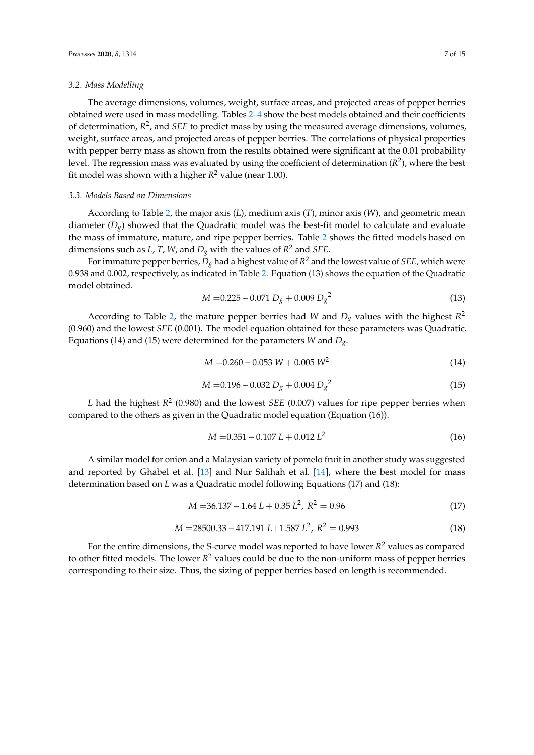### 3.2. Mass Modelling

The average dimensions, volumes, weight, surface areas, and projected areas of pepper berries obtained were used in mass modelling. Tables 2–4 show the best models obtained and their coefficients of determination, $R^2$, and *SEE* to predict mass by using the measured average dimensions, volumes, weight, surface areas, and projected areas of pepper berries. The correlations of physical properties with pepper berry mass as shown from the results obtained were significant at the 0.01 probability level. The regression mass was evaluated by using the coefficient of determination ($R^2$), where the best fit model was shown with a higher $R^2$ value (near 1.00).

### 3.3. Models Based on Dimensions

According to Table 2, the major axis ($L$), medium axis ($T$), minor axis ($W$), and geometric mean diameter ($D_g$) showed that the Quadratic model was the best-fit model to calculate and evaluate the mass of immature, mature, and ripe pepper berries. Table 2 shows the fitted models based on dimensions such as $L$, $T$, $W$, and $D_g$ with the values of $R^2$ and *SEE*.

For immature pepper berries, $D_g$ had a highest value of $R^2$ and the lowest value of *SEE*, which were 0.938 and 0.002, respectively, as indicated in Table 2. Equation (13) shows the equation of the Quadratic model obtained.

$$M = 0.225 - 0.071\, D_g + 0.009\, {D_g}^2 \tag{13}$$

According to Table 2, the mature pepper berries had $W$ and $D_g$ values with the highest $R^2$ (0.960) and the lowest *SEE* (0.001). The model equation obtained for these parameters was Quadratic. Equations (14) and (15) were determined for the parameters $W$ and $D_g$.

$$M = 0.260 - 0.053\, W + 0.005\, W^2 \tag{14}$$

$$M = 0.196 - 0.032\, D_g + 0.004\, {D_g}^2 \tag{15}$$

$L$ had the highest $R^2$ (0.980) and the lowest *SEE* (0.007) values for ripe pepper berries when compared to the others as given in the Quadratic model equation (Equation (16)).

$$M = 0.351 - 0.107\, L + 0.012\, L^2 \tag{16}$$

A similar model for onion and a Malaysian variety of pomelo fruit in another study was suggested and reported by Ghabel et al. [13] and Nur Salihah et al. [14], where the best model for mass determination based on $L$ was a Quadratic model following Equations (17) and (18):

$$M = 36.137 - 1.64\, L + 0.35\, L^2,\ R^2 = 0.96 \tag{17}$$

$$M = 28500.33 - 417.191\, L + 1.587\, L^2,\ R^2 = 0.993 \tag{18}$$

For the entire dimensions, the S-curve model was reported to have lower $R^2$ values as compared to other fitted models. The lower $R^2$ values could be due to the non-uniform mass of pepper berries corresponding to their size. Thus, the sizing of pepper berries based on length is recommended.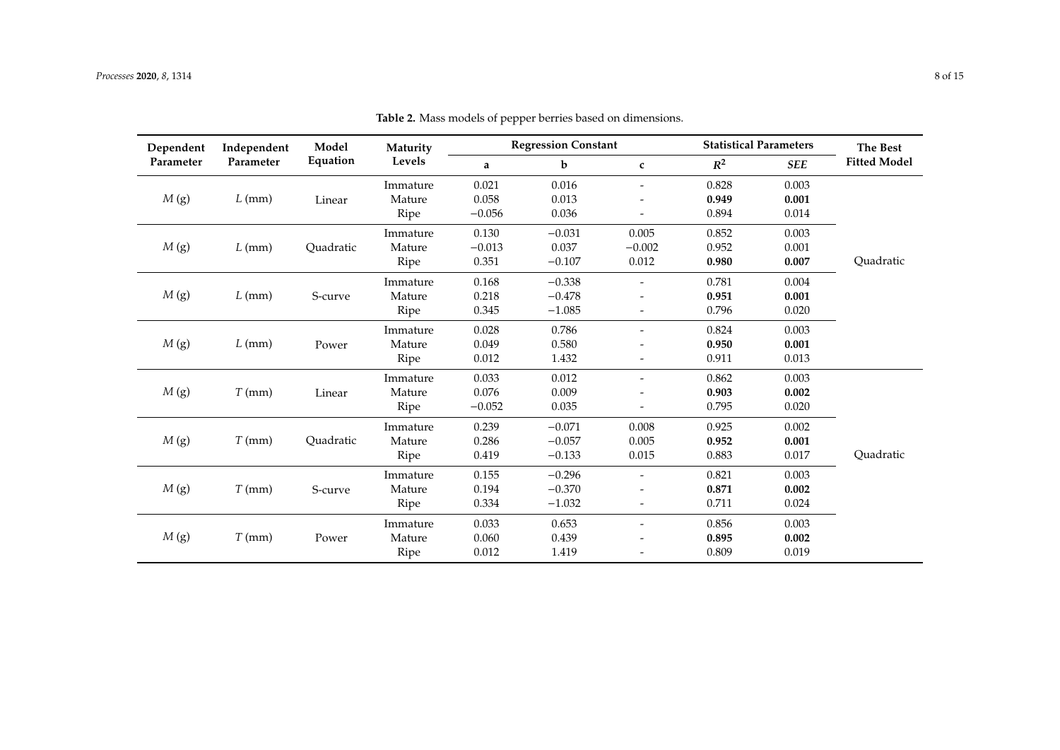**Table 2.** Mass models of pepper berries based on dimensions.

| Dependent Parameter | Independent Parameter | Model Equation | Maturity Levels | Regression Constant | | | Statistical Parameters | | The Best Fitted Model |
|---|---|---|---|---|---|---|---|---|---|
| | | | | a | b | c | $R^2$ | *SEE* | |
| *M* (g) | *L* (mm) | Linear | Immature | 0.021 | 0.016 | - | 0.828 | 0.003 | Quadratic |
| | | | Mature | 0.058 | 0.013 | - | **0.949** | **0.001** | |
| | | | Ripe | −0.056 | 0.036 | - | 0.894 | 0.014 | |
| *M* (g) | *L* (mm) | Quadratic | Immature | 0.130 | −0.031 | 0.005 | 0.852 | 0.003 | |
| | | | Mature | −0.013 | 0.037 | −0.002 | 0.952 | 0.001 | |
| | | | Ripe | 0.351 | −0.107 | 0.012 | **0.980** | **0.007** | |
| *M* (g) | *L* (mm) | S-curve | Immature | 0.168 | −0.338 | - | 0.781 | 0.004 | |
| | | | Mature | 0.218 | −0.478 | - | **0.951** | **0.001** | |
| | | | Ripe | 0.345 | −1.085 | - | 0.796 | 0.020 | |
| *M* (g) | *L* (mm) | Power | Immature | 0.028 | 0.786 | - | 0.824 | 0.003 | |
| | | | Mature | 0.049 | 0.580 | - | **0.950** | **0.001** | |
| | | | Ripe | 0.012 | 1.432 | - | 0.911 | 0.013 | |
| *M* (g) | *T* (mm) | Linear | Immature | 0.033 | 0.012 | - | 0.862 | 0.003 | Quadratic |
| | | | Mature | 0.076 | 0.009 | - | **0.903** | **0.002** | |
| | | | Ripe | −0.052 | 0.035 | - | 0.795 | 0.020 | |
| *M* (g) | *T* (mm) | Quadratic | Immature | 0.239 | −0.071 | 0.008 | 0.925 | 0.002 | |
| | | | Mature | 0.286 | −0.057 | 0.005 | **0.952** | **0.001** | |
| | | | Ripe | 0.419 | −0.133 | 0.015 | 0.883 | 0.017 | |
| *M* (g) | *T* (mm) | S-curve | Immature | 0.155 | −0.296 | - | 0.821 | 0.003 | |
| | | | Mature | 0.194 | −0.370 | - | **0.871** | **0.002** | |
| | | | Ripe | 0.334 | −1.032 | - | 0.711 | 0.024 | |
| *M* (g) | *T* (mm) | Power | Immature | 0.033 | 0.653 | - | 0.856 | 0.003 | |
| | | | Mature | 0.060 | 0.439 | - | **0.895** | **0.002** | |
| | | | Ripe | 0.012 | 1.419 | - | 0.809 | 0.019 | |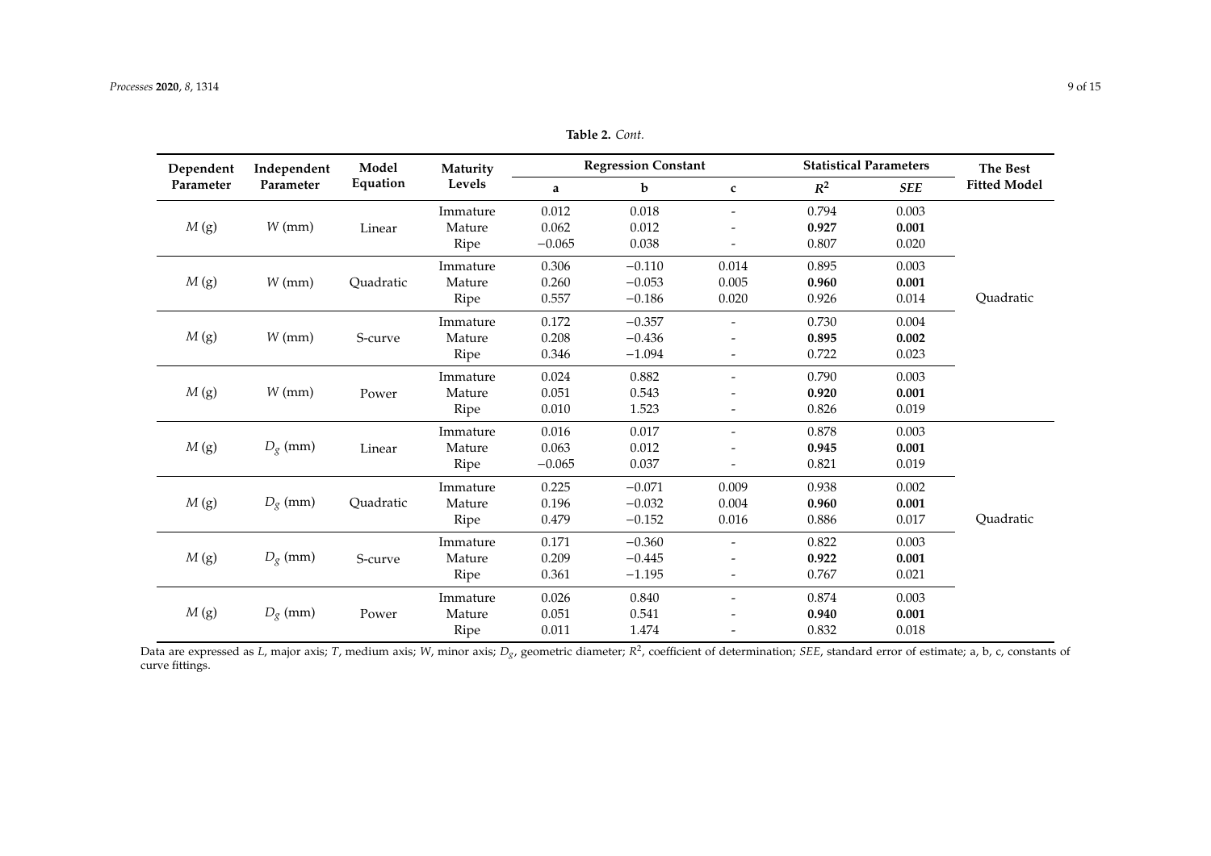**Table 2.** *Cont.*

| Dependent Parameter | Independent Parameter | Model Equation | Maturity Levels | Regression Constant | | | Statistical Parameters | | The Best Fitted Model |
|---|---|---|---|---|---|---|---|---|---|
| | | | | a | b | c | $R^2$ | *SEE* | |
| $M$ (g) | $W$ (mm) | Linear | Immature | 0.012 | 0.018 | - | 0.794 | 0.003 | Quadratic |
| | | | Mature | 0.062 | 0.012 | - | **0.927** | **0.001** | |
| | | | Ripe | −0.065 | 0.038 | - | 0.807 | 0.020 | |
| $M$ (g) | $W$ (mm) | Quadratic | Immature | 0.306 | −0.110 | 0.014 | 0.895 | 0.003 | |
| | | | Mature | 0.260 | −0.053 | 0.005 | **0.960** | **0.001** | |
| | | | Ripe | 0.557 | −0.186 | 0.020 | 0.926 | 0.014 | |
| $M$ (g) | $W$ (mm) | S-curve | Immature | 0.172 | −0.357 | - | 0.730 | 0.004 | |
| | | | Mature | 0.208 | −0.436 | - | **0.895** | **0.002** | |
| | | | Ripe | 0.346 | −1.094 | - | 0.722 | 0.023 | |
| $M$ (g) | $W$ (mm) | Power | Immature | 0.024 | 0.882 | - | 0.790 | 0.003 | |
| | | | Mature | 0.051 | 0.543 | - | **0.920** | **0.001** | |
| | | | Ripe | 0.010 | 1.523 | - | 0.826 | 0.019 | |
| $M$ (g) | $D_g$ (mm) | Linear | Immature | 0.016 | 0.017 | - | 0.878 | 0.003 | Quadratic |
| | | | Mature | 0.063 | 0.012 | - | **0.945** | **0.001** | |
| | | | Ripe | −0.065 | 0.037 | - | 0.821 | 0.019 | |
| $M$ (g) | $D_g$ (mm) | Quadratic | Immature | 0.225 | −0.071 | 0.009 | 0.938 | 0.002 | |
| | | | Mature | 0.196 | −0.032 | 0.004 | **0.960** | **0.001** | |
| | | | Ripe | 0.479 | −0.152 | 0.016 | 0.886 | 0.017 | |
| $M$ (g) | $D_g$ (mm) | S-curve | Immature | 0.171 | −0.360 | - | 0.822 | 0.003 | |
| | | | Mature | 0.209 | −0.445 | - | **0.922** | **0.001** | |
| | | | Ripe | 0.361 | −1.195 | - | 0.767 | 0.021 | |
| $M$ (g) | $D_g$ (mm) | Power | Immature | 0.026 | 0.840 | - | 0.874 | 0.003 | |
| | | | Mature | 0.051 | 0.541 | - | **0.940** | **0.001** | |
| | | | Ripe | 0.011 | 1.474 | - | 0.832 | 0.018 | |

Data are expressed as *L*, major axis; *T*, medium axis; *W*, minor axis; $D_g$, geometric diameter; $R^2$, coefficient of determination; *SEE*, standard error of estimate; a, b, c, constants of curve fittings.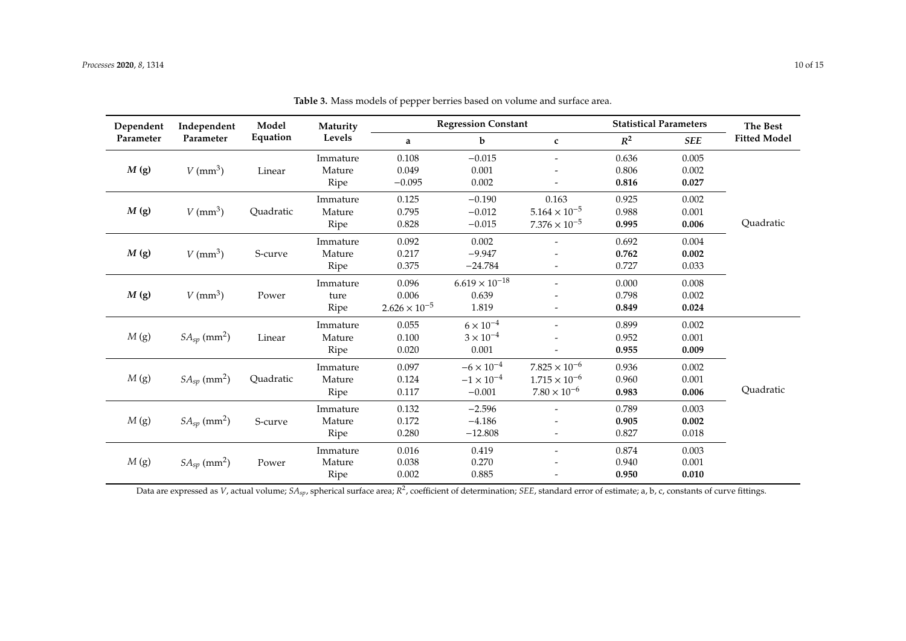**Table 3.** Mass models of pepper berries based on volume and surface area.

| Dependent Parameter | Independent Parameter | Model Equation | Maturity Levels | Regression Constant | | | Statistical Parameters | | The Best Fitted Model |
|---|---|---|---|---|---|---|---|---|---|
| | | | | a | b | c | $R^2$ | *SEE* | |
| ***M* (g)** | $V$ (mm$^3$) | Linear | Immature | 0.108 | −0.015 | - | 0.636 | 0.005 | |
| | | | Mature | 0.049 | 0.001 | - | 0.806 | 0.002 | |
| | | | Ripe | −0.095 | 0.002 | - | **0.816** | **0.027** | |
| ***M* (g)** | $V$ (mm$^3$) | Quadratic | Immature | 0.125 | −0.190 | 0.163 | 0.925 | 0.002 | |
| | | | Mature | 0.795 | −0.012 | $5.164 \times 10^{-5}$ | 0.988 | 0.001 | |
| | | | Ripe | 0.828 | −0.015 | $7.376 \times 10^{-5}$ | **0.995** | **0.006** | Quadratic |
| ***M* (g)** | $V$ (mm$^3$) | S-curve | Immature | 0.092 | 0.002 | - | 0.692 | 0.004 | |
| | | | Mature | 0.217 | −9.947 | - | **0.762** | **0.002** | |
| | | | Ripe | 0.375 | −24.784 | - | 0.727 | 0.033 | |
| ***M* (g)** | $V$ (mm$^3$) | Power | Immature | 0.096 | $6.619 \times 10^{-18}$ | - | 0.000 | 0.008 | |
| | | | ture | 0.006 | 0.639 | - | 0.798 | 0.002 | |
| | | | Ripe | $2.626 \times 10^{-5}$ | 1.819 | - | **0.849** | **0.024** | |
| $M$ (g) | $SA_{sp}$ (mm$^2$) | Linear | Immature | 0.055 | $6 \times 10^{-4}$ | - | 0.899 | 0.002 | |
| | | | Mature | 0.100 | $3 \times 10^{-4}$ | - | 0.952 | 0.001 | |
| | | | Ripe | 0.020 | 0.001 | - | **0.955** | **0.009** | |
| $M$ (g) | $SA_{sp}$ (mm$^2$) | Quadratic | Immature | 0.097 | $-6 \times 10^{-4}$ | $7.825 \times 10^{-6}$ | 0.936 | 0.002 | |
| | | | Mature | 0.124 | $-1 \times 10^{-4}$ | $1.715 \times 10^{-6}$ | 0.960 | 0.001 | |
| | | | Ripe | 0.117 | −0.001 | $7.80 \times 10^{-6}$ | **0.983** | **0.006** | Quadratic |
| $M$ (g) | $SA_{sp}$ (mm$^2$) | S-curve | Immature | 0.132 | −2.596 | - | 0.789 | 0.003 | |
| | | | Mature | 0.172 | −4.186 | - | **0.905** | **0.002** | |
| | | | Ripe | 0.280 | −12.808 | - | 0.827 | 0.018 | |
| $M$ (g) | $SA_{sp}$ (mm$^2$) | Power | Immature | 0.016 | 0.419 | - | 0.874 | 0.003 | |
| | | | Mature | 0.038 | 0.270 | - | 0.940 | 0.001 | |
| | | | Ripe | 0.002 | 0.885 | - | **0.950** | **0.010** | |

Data are expressed as $V$, actual volume; $SA_{sp}$, spherical surface area; $R^2$, coefficient of determination; *SEE*, standard error of estimate; a, b, c, constants of curve fittings.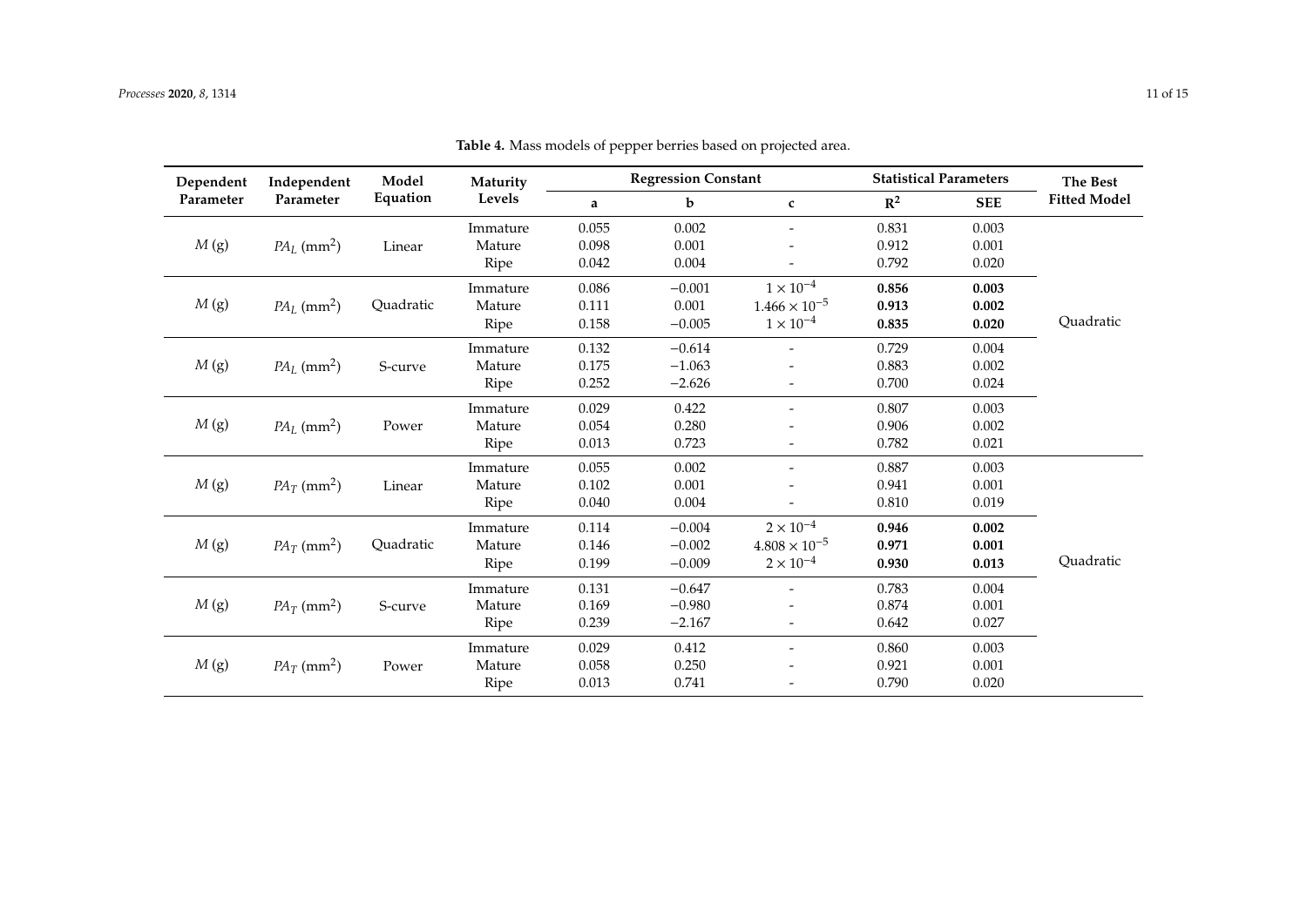**Table 4.** Mass models of pepper berries based on projected area.

| Dependent Parameter | Independent Parameter | Model Equation | Maturity Levels | Regression Constant | | | Statistical Parameters | | The Best Fitted Model |
|---|---|---|---|---|---|---|---|---|---|
| | | | | a | b | c | $R^2$ | SEE | |
| $M$ (g) | $PA_L$ ($mm^2$) | Linear | Immature | 0.055 | 0.002 | - | 0.831 | 0.003 | Quadratic |
| | | | Mature | 0.098 | 0.001 | - | 0.912 | 0.001 | |
| | | | Ripe | 0.042 | 0.004 | - | 0.792 | 0.020 | |
| $M$ (g) | $PA_L$ ($mm^2$) | Quadratic | Immature | 0.086 | −0.001 | $1 \times 10^{-4}$ | **0.856** | **0.003** | |
| | | | Mature | 0.111 | 0.001 | $1.466 \times 10^{-5}$ | **0.913** | **0.002** | |
| | | | Ripe | 0.158 | −0.005 | $1 \times 10^{-4}$ | **0.835** | **0.020** | |
| $M$ (g) | $PA_L$ ($mm^2$) | S-curve | Immature | 0.132 | −0.614 | - | 0.729 | 0.004 | |
| | | | Mature | 0.175 | −1.063 | - | 0.883 | 0.002 | |
| | | | Ripe | 0.252 | −2.626 | - | 0.700 | 0.024 | |
| $M$ (g) | $PA_L$ ($mm^2$) | Power | Immature | 0.029 | 0.422 | - | 0.807 | 0.003 | |
| | | | Mature | 0.054 | 0.280 | - | 0.906 | 0.002 | |
| | | | Ripe | 0.013 | 0.723 | - | 0.782 | 0.021 | |
| $M$ (g) | $PA_T$ ($mm^2$) | Linear | Immature | 0.055 | 0.002 | - | 0.887 | 0.003 | Quadratic |
| | | | Mature | 0.102 | 0.001 | - | 0.941 | 0.001 | |
| | | | Ripe | 0.040 | 0.004 | - | 0.810 | 0.019 | |
| $M$ (g) | $PA_T$ ($mm^2$) | Quadratic | Immature | 0.114 | −0.004 | $2 \times 10^{-4}$ | **0.946** | **0.002** | |
| | | | Mature | 0.146 | −0.002 | $4.808 \times 10^{-5}$ | **0.971** | **0.001** | |
| | | | Ripe | 0.199 | −0.009 | $2 \times 10^{-4}$ | **0.930** | **0.013** | |
| $M$ (g) | $PA_T$ ($mm^2$) | S-curve | Immature | 0.131 | −0.647 | - | 0.783 | 0.004 | |
| | | | Mature | 0.169 | −0.980 | - | 0.874 | 0.001 | |
| | | | Ripe | 0.239 | −2.167 | - | 0.642 | 0.027 | |
| $M$ (g) | $PA_T$ ($mm^2$) | Power | Immature | 0.029 | 0.412 | - | 0.860 | 0.003 | |
| | | | Mature | 0.058 | 0.250 | - | 0.921 | 0.001 | |
| | | | Ripe | 0.013 | 0.741 | - | 0.790 | 0.020 | |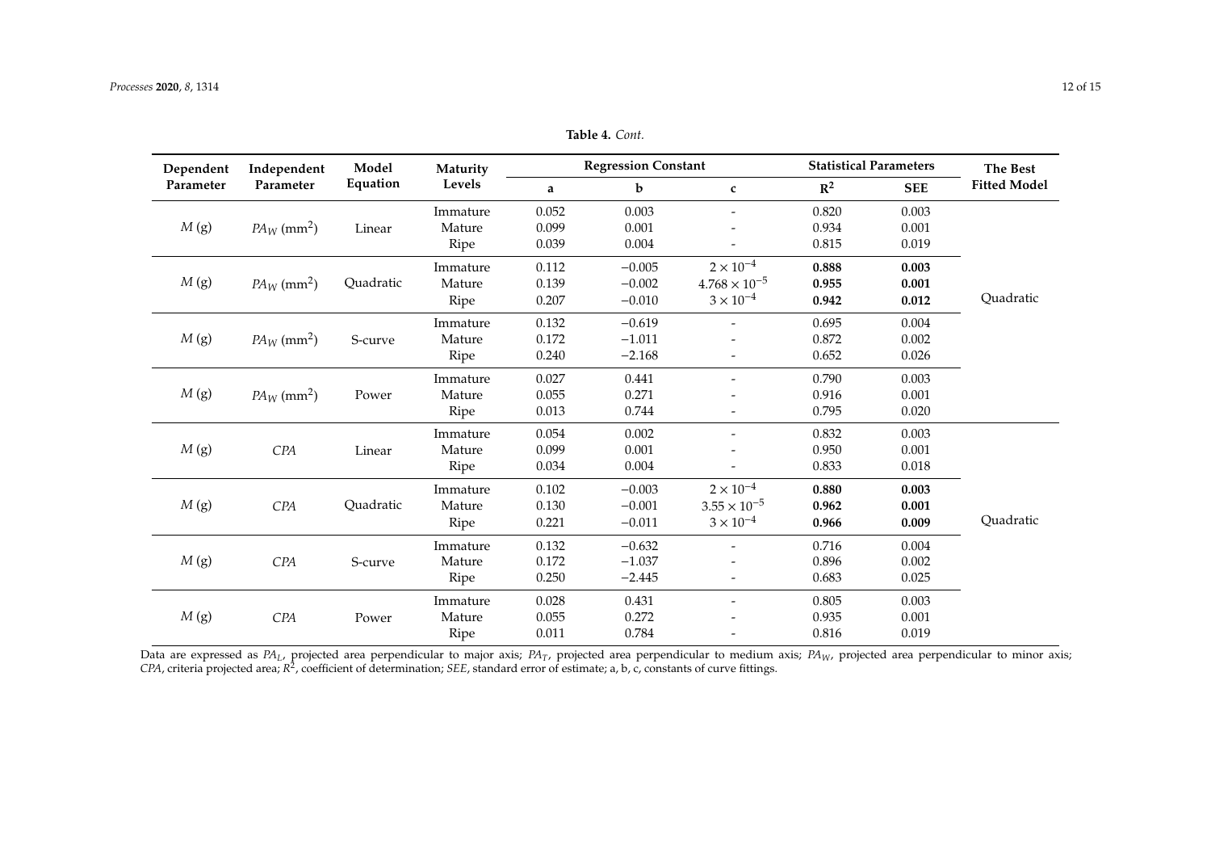**Table 4.** *Cont.*

| Dependent Parameter | Independent Parameter | Model Equation | Maturity Levels | Regression Constant | | | Statistical Parameters | | The Best Fitted Model |
|---|---|---|---|---|---|---|---|---|---|
| | | | | a | b | c | $R^2$ | SEE | |
| $M$ (g) | $PA_W$ (mm$^2$) | Linear | Immature | 0.052 | 0.003 | - | 0.820 | 0.003 | Quadratic |
| | | | Mature | 0.099 | 0.001 | - | 0.934 | 0.001 | |
| | | | Ripe | 0.039 | 0.004 | - | 0.815 | 0.019 | |
| $M$ (g) | $PA_W$ (mm$^2$) | Quadratic | Immature | 0.112 | −0.005 | $2 \times 10^{-4}$ | **0.888** | **0.003** | |
| | | | Mature | 0.139 | −0.002 | $4.768 \times 10^{-5}$ | **0.955** | **0.001** | |
| | | | Ripe | 0.207 | −0.010 | $3 \times 10^{-4}$ | **0.942** | **0.012** | |
| $M$ (g) | $PA_W$ (mm$^2$) | S-curve | Immature | 0.132 | −0.619 | - | 0.695 | 0.004 | |
| | | | Mature | 0.172 | −1.011 | - | 0.872 | 0.002 | |
| | | | Ripe | 0.240 | −2.168 | - | 0.652 | 0.026 | |
| $M$ (g) | $PA_W$ (mm$^2$) | Power | Immature | 0.027 | 0.441 | - | 0.790 | 0.003 | |
| | | | Mature | 0.055 | 0.271 | - | 0.916 | 0.001 | |
| | | | Ripe | 0.013 | 0.744 | - | 0.795 | 0.020 | |
| $M$ (g) | *CPA* | Linear | Immature | 0.054 | 0.002 | - | 0.832 | 0.003 | Quadratic |
| | | | Mature | 0.099 | 0.001 | - | 0.950 | 0.001 | |
| | | | Ripe | 0.034 | 0.004 | - | 0.833 | 0.018 | |
| $M$ (g) | *CPA* | Quadratic | Immature | 0.102 | −0.003 | $2 \times 10^{-4}$ | **0.880** | **0.003** | |
| | | | Mature | 0.130 | −0.001 | $3.55 \times 10^{-5}$ | **0.962** | **0.001** | |
| | | | Ripe | 0.221 | −0.011 | $3 \times 10^{-4}$ | **0.966** | **0.009** | |
| $M$ (g) | *CPA* | S-curve | Immature | 0.132 | −0.632 | - | 0.716 | 0.004 | |
| | | | Mature | 0.172 | −1.037 | - | 0.896 | 0.002 | |
| | | | Ripe | 0.250 | −2.445 | - | 0.683 | 0.025 | |
| $M$ (g) | *CPA* | Power | Immature | 0.028 | 0.431 | - | 0.805 | 0.003 | |
| | | | Mature | 0.055 | 0.272 | - | 0.935 | 0.001 | |
| | | | Ripe | 0.011 | 0.784 | - | 0.816 | 0.019 | |

Data are expressed as $PA_L$, projected area perpendicular to major axis; $PA_T$, projected area perpendicular to medium axis; $PA_W$, projected area perpendicular to minor axis; *CPA*, criteria projected area; $R^2$, coefficient of determination; *SEE*, standard error of estimate; a, b, c, constants of curve fittings.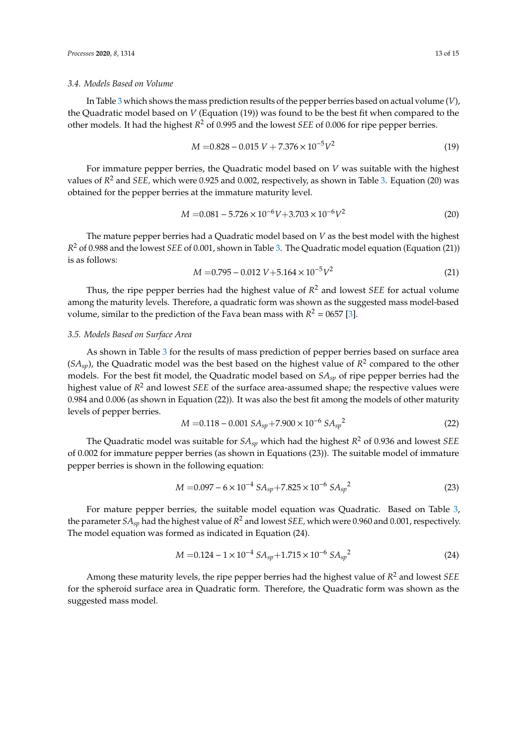### 3.4. Models Based on Volume

In Table 3 which shows the mass prediction results of the pepper berries based on actual volume ($V$), the Quadratic model based on $V$ (Equation (19)) was found to be the best fit when compared to the other models. It had the highest $R^2$ of 0.995 and the lowest *SEE* of 0.006 for ripe pepper berries.

$$M = 0.828 - 0.015\ V + 7.376 \times 10^{-5} V^2 \tag{19}$$

For immature pepper berries, the Quadratic model based on $V$ was suitable with the highest values of $R^2$ and *SEE*, which were 0.925 and 0.002, respectively, as shown in Table 3. Equation (20) was obtained for the pepper berries at the immature maturity level.

$$M = 0.081 - 5.726 \times 10^{-6} V + 3.703 \times 10^{-6} V^2 \tag{20}$$

The mature pepper berries had a Quadratic model based on $V$ as the best model with the highest $R^2$ of 0.988 and the lowest *SEE* of 0.001, shown in Table 3. The Quadratic model equation (Equation (21)) is as follows:

$$M = 0.795 - 0.012\ V + 5.164 \times 10^{-5} V^2 \tag{21}$$

Thus, the ripe pepper berries had the highest value of $R^2$ and lowest *SEE* for actual volume among the maturity levels. Therefore, a quadratic form was shown as the suggested mass model-based volume, similar to the prediction of the Fava bean mass with $R^2 = 0657$ [3].

### 3.5. Models Based on Surface Area

As shown in Table 3 for the results of mass prediction of pepper berries based on surface area ($SA_{sp}$), the Quadratic model was the best based on the highest value of $R^2$ compared to the other models. For the best fit model, the Quadratic model based on $SA_{sp}$ of ripe pepper berries had the highest value of $R^2$ and lowest *SEE* of the surface area-assumed shape; the respective values were 0.984 and 0.006 (as shown in Equation (22)). It was also the best fit among the models of other maturity levels of pepper berries.

$$M = 0.118 - 0.001\ SA_{sp} + 7.900 \times 10^{-6}\ {SA_{sp}}^2 \tag{22}$$

The Quadratic model was suitable for $SA_{sp}$ which had the highest $R^2$ of 0.936 and lowest *SEE* of 0.002 for immature pepper berries (as shown in Equations (23)). The suitable model of immature pepper berries is shown in the following equation:

$$M = 0.097 - 6 \times 10^{-4}\ SA_{sp} + 7.825 \times 10^{-6}\ {SA_{sp}}^2 \tag{23}$$

For mature pepper berries, the suitable model equation was Quadratic. Based on Table 3, the parameter $SA_{sp}$ had the highest value of $R^2$ and lowest *SEE*, which were 0.960 and 0.001, respectively. The model equation was formed as indicated in Equation (24).

$$M = 0.124 - 1 \times 10^{-4}\ SA_{sp} + 1.715 \times 10^{-6}\ {SA_{sp}}^2 \tag{24}$$

Among these maturity levels, the ripe pepper berries had the highest value of $R^2$ and lowest *SEE* for the spheroid surface area in Quadratic form. Therefore, the Quadratic form was shown as the suggested mass model.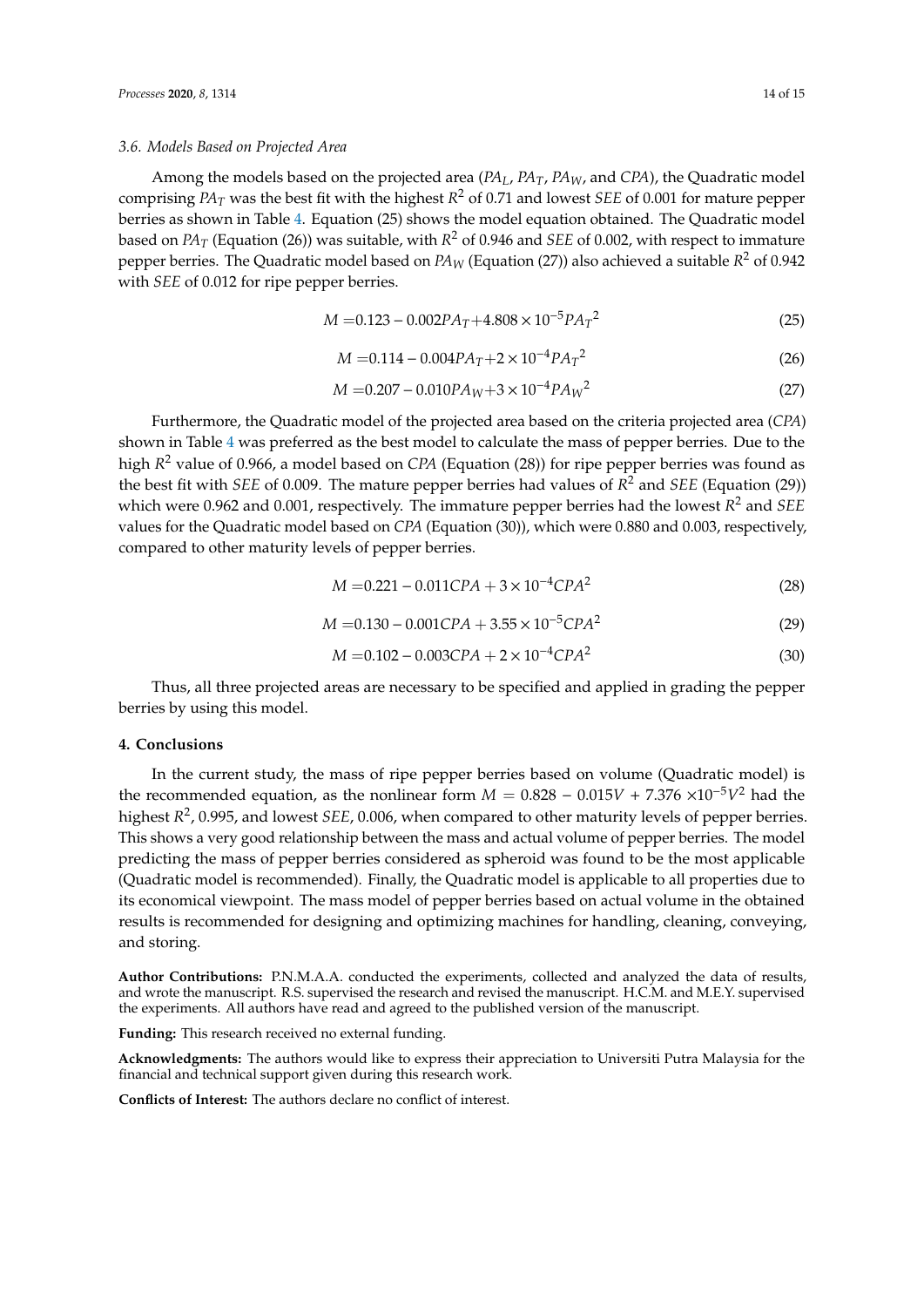### 3.6. Models Based on Projected Area

Among the models based on the projected area ($PA_L$, $PA_T$, $PA_W$, and $CPA$), the Quadratic model comprising $PA_T$ was the best fit with the highest $R^2$ of 0.71 and lowest $SEE$ of 0.001 for mature pepper berries as shown in Table 4. Equation (25) shows the model equation obtained. The Quadratic model based on $PA_T$ (Equation (26)) was suitable, with $R^2$ of 0.946 and $SEE$ of 0.002, with respect to immature pepper berries. The Quadratic model based on $PA_W$ (Equation (27)) also achieved a suitable $R^2$ of 0.942 with $SEE$ of 0.012 for ripe pepper berries.

$$M = 0.123 - 0.002PA_T + 4.808 \times 10^{-5} {PA_T}^2 \quad (25)$$

$$M = 0.114 - 0.004PA_T + 2 \times 10^{-4} {PA_T}^2 \quad (26)$$

$$M = 0.207 - 0.010PA_W + 3 \times 10^{-4} {PA_W}^2 \quad (27)$$

Furthermore, the Quadratic model of the projected area based on the criteria projected area ($CPA$) shown in Table 4 was preferred as the best model to calculate the mass of pepper berries. Due to the high $R^2$ value of 0.966, a model based on $CPA$ (Equation (28)) for ripe pepper berries was found as the best fit with $SEE$ of 0.009. The mature pepper berries had values of $R^2$ and $SEE$ (Equation (29)) which were 0.962 and 0.001, respectively. The immature pepper berries had the lowest $R^2$ and $SEE$ values for the Quadratic model based on $CPA$ (Equation (30)), which were 0.880 and 0.003, respectively, compared to other maturity levels of pepper berries.

$$M = 0.221 - 0.011CPA + 3 \times 10^{-4} CPA^2 \quad (28)$$

$$M = 0.130 - 0.001CPA + 3.55 \times 10^{-5} CPA^2 \quad (29)$$

$$M = 0.102 - 0.003CPA + 2 \times 10^{-4} CPA^2 \quad (30)$$

Thus, all three projected areas are necessary to be specified and applied in grading the pepper berries by using this model.

## 4. Conclusions

In the current study, the mass of ripe pepper berries based on volume (Quadratic model) is the recommended equation, as the nonlinear form $M = 0.828 - 0.015V + 7.376 \times 10^{-5}V^2$ had the highest $R^2$, 0.995, and lowest $SEE$, 0.006, when compared to other maturity levels of pepper berries. This shows a very good relationship between the mass and actual volume of pepper berries. The model predicting the mass of pepper berries considered as spheroid was found to be the most applicable (Quadratic model is recommended). Finally, the Quadratic model is applicable to all properties due to its economical viewpoint. The mass model of pepper berries based on actual volume in the obtained results is recommended for designing and optimizing machines for handling, cleaning, conveying, and storing.

**Author Contributions:** P.N.M.A.A. conducted the experiments, collected and analyzed the data of results, and wrote the manuscript. R.S. supervised the research and revised the manuscript. H.C.M. and M.E.Y. supervised the experiments. All authors have read and agreed to the published version of the manuscript.

**Funding:** This research received no external funding.

**Acknowledgments:** The authors would like to express their appreciation to Universiti Putra Malaysia for the financial and technical support given during this research work.

**Conflicts of Interest:** The authors declare no conflict of interest.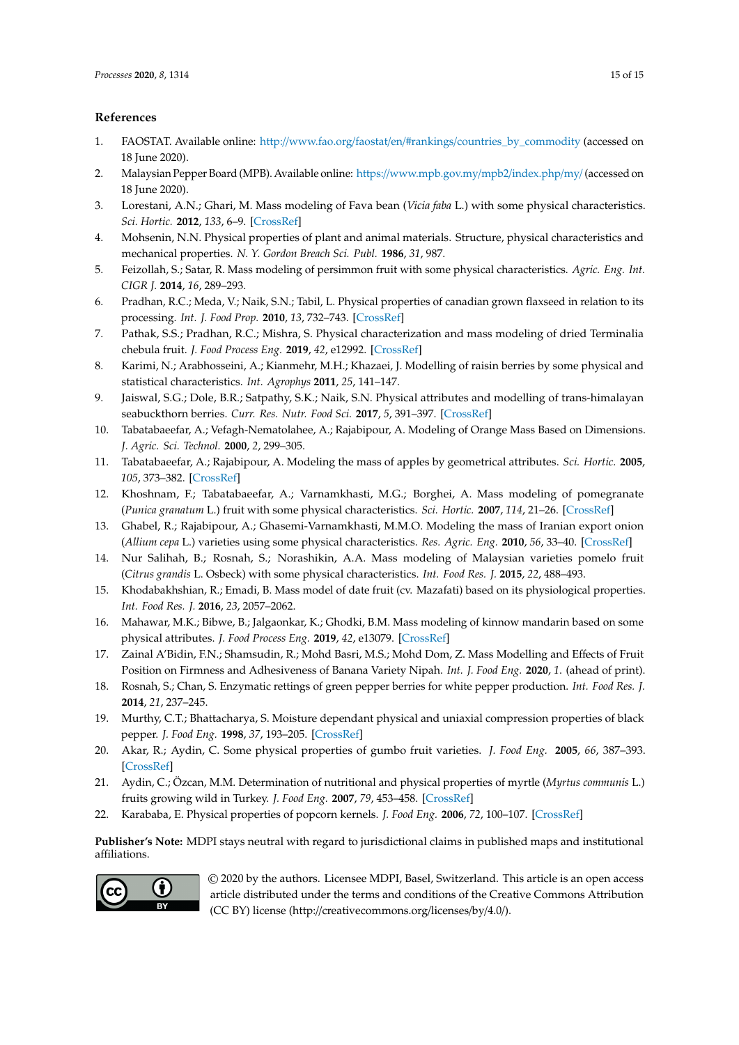## References

1. FAOSTAT. Available online: http://www.fao.org/faostat/en/#rankings/countries_by_commodity (accessed on 18 June 2020).
2. Malaysian Pepper Board (MPB). Available online: https://www.mpb.gov.my/mpb2/index.php/my/ (accessed on 18 June 2020).
3. Lorestani, A.N.; Ghari, M. Mass modeling of Fava bean (*Vicia faba* L.) with some physical characteristics. *Sci. Hortic.* **2012**, *133*, 6–9. [CrossRef]
4. Mohsenin, N.N. Physical properties of plant and animal materials. Structure, physical characteristics and mechanical properties. *N. Y. Gordon Breach Sci. Publ.* **1986**, *31*, 987.
5. Feizollah, S.; Satar, R. Mass modeling of persimmon fruit with some physical characteristics. *Agric. Eng. Int. CIGR J.* **2014**, *16*, 289–293.
6. Pradhan, R.C.; Meda, V.; Naik, S.N.; Tabil, L. Physical properties of canadian grown flaxseed in relation to its processing. *Int. J. Food Prop.* **2010**, *13*, 732–743. [CrossRef]
7. Pathak, S.S.; Pradhan, R.C.; Mishra, S. Physical characterization and mass modeling of dried Terminalia chebula fruit. *J. Food Process Eng.* **2019**, *42*, e12992. [CrossRef]
8. Karimi, N.; Arabhosseini, A.; Kianmehr, M.H.; Khazaei, J. Modelling of raisin berries by some physical and statistical characteristics. *Int. Agrophys* **2011**, *25*, 141–147.
9. Jaiswal, S.G.; Dole, B.R.; Satpathy, S.K.; Naik, S.N. Physical attributes and modelling of trans-himalayan seabuckthorn berries. *Curr. Res. Nutr. Food Sci.* **2017**, *5*, 391–397. [CrossRef]
10. Tabatabaeefar, A.; Vefagh-Nematolahee, A.; Rajabipour, A. Modeling of Orange Mass Based on Dimensions. *J. Agric. Sci. Technol.* **2000**, *2*, 299–305.
11. Tabatabaeefar, A.; Rajabipour, A. Modeling the mass of apples by geometrical attributes. *Sci. Hortic.* **2005**, *105*, 373–382. [CrossRef]
12. Khoshnam, F.; Tabatabaeefar, A.; Varnamkhasti, M.G.; Borghei, A. Mass modeling of pomegranate (*Punica granatum* L.) fruit with some physical characteristics. *Sci. Hortic.* **2007**, *114*, 21–26. [CrossRef]
13. Ghabel, R.; Rajabipour, A.; Ghasemi-Varnamkhasti, M.M.O. Modeling the mass of Iranian export onion (*Allium cepa* L.) varieties using some physical characteristics. *Res. Agric. Eng.* **2010**, *56*, 33–40. [CrossRef]
14. Nur Salihah, B.; Rosnah, S.; Norashikin, A.A. Mass modeling of Malaysian varieties pomelo fruit (*Citrus grandis* L. Osbeck) with some physical characteristics. *Int. Food Res. J.* **2015**, *22*, 488–493.
15. Khodabakhshian, R.; Emadi, B. Mass model of date fruit (cv. Mazafati) based on its physiological properties. *Int. Food Res. J.* **2016**, *23*, 2057–2062.
16. Mahawar, M.K.; Bibwe, B.; Jalgaonkar, K.; Ghodki, B.M. Mass modeling of kinnow mandarin based on some physical attributes. *J. Food Process Eng.* **2019**, *42*, e13079. [CrossRef]
17. Zainal A'Bidin, F.N.; Shamsudin, R.; Mohd Basri, M.S.; Mohd Dom, Z. Mass Modelling and Effects of Fruit Position on Firmness and Adhesiveness of Banana Variety Nipah. *Int. J. Food Eng.* **2020**, *1*. (ahead of print).
18. Rosnah, S.; Chan, S. Enzymatic rettings of green pepper berries for white pepper production. *Int. Food Res. J.* **2014**, *21*, 237–245.
19. Murthy, C.T.; Bhattacharya, S. Moisture dependant physical and uniaxial compression properties of black pepper. *J. Food Eng.* **1998**, *37*, 193–205. [CrossRef]
20. Akar, R.; Aydin, C. Some physical properties of gumbo fruit varieties. *J. Food Eng.* **2005**, *66*, 387–393. [CrossRef]
21. Aydin, C.; Özcan, M.M. Determination of nutritional and physical properties of myrtle (*Myrtus communis* L.) fruits growing wild in Turkey. *J. Food Eng.* **2007**, *79*, 453–458. [CrossRef]
22. Karababa, E. Physical properties of popcorn kernels. *J. Food Eng.* **2006**, *72*, 100–107. [CrossRef]

**Publisher's Note:** MDPI stays neutral with regard to jurisdictional claims in published maps and institutional affiliations.

© 2020 by the authors. Licensee MDPI, Basel, Switzerland. This article is an open access article distributed under the terms and conditions of the Creative Commons Attribution (CC BY) license (http://creativecommons.org/licenses/by/4.0/).